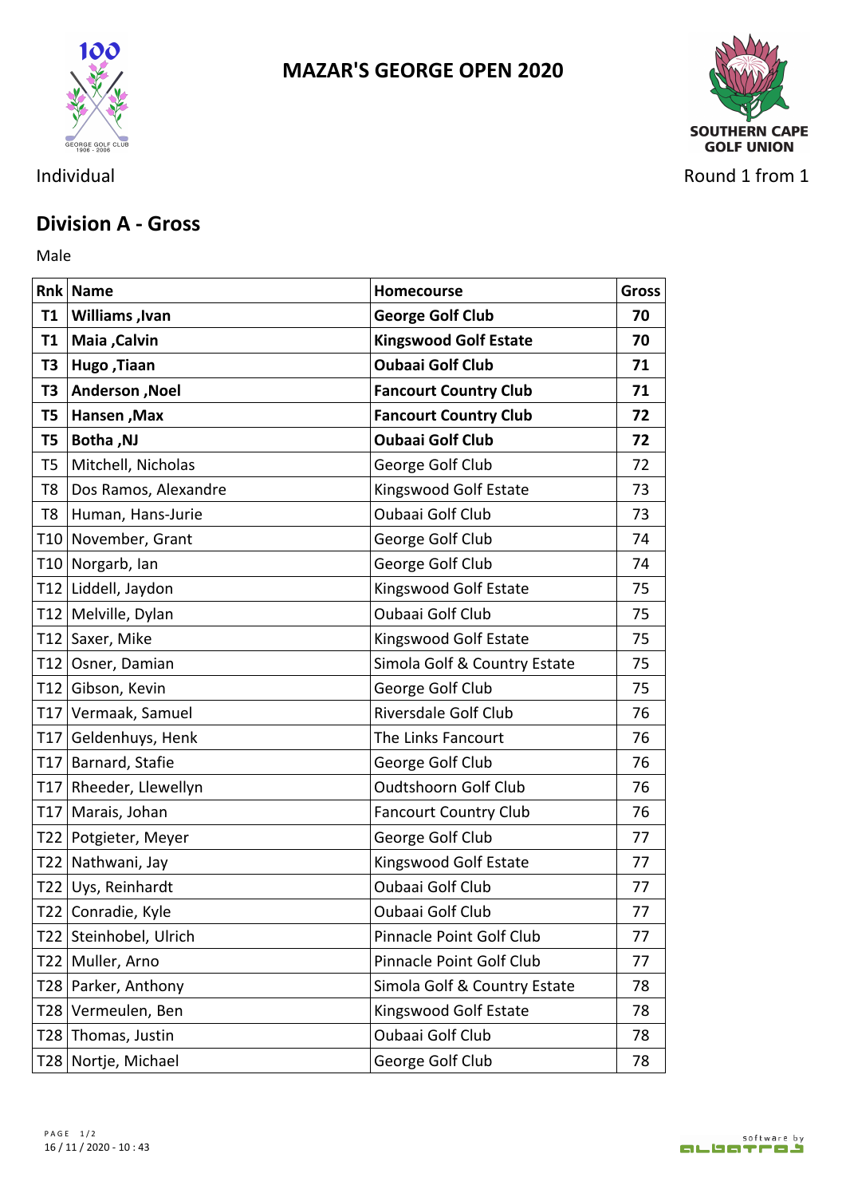# MAZAR'S GEORGE OPEN 2020

SOUTHERN CAPE GOLF UNION

Individual

Round 1 from 1

## Division A - Gross

Male

| Rnk | Name | Homecourse | Gross |
|---|---|---|---|
| **T1** | **Williams ,Ivan** | **George Golf Club** | **70** |
| **T1** | **Maia ,Calvin** | **Kingswood Golf Estate** | **70** |
| **T3** | **Hugo ,Tiaan** | **Oubaai Golf Club** | **71** |
| **T3** | **Anderson ,Noel** | **Fancourt Country Club** | **71** |
| **T5** | **Hansen ,Max** | **Fancourt Country Club** | **72** |
| **T5** | **Botha ,NJ** | **Oubaai Golf Club** | **72** |
| T5 | Mitchell, Nicholas | George Golf Club | 72 |
| T8 | Dos Ramos, Alexandre | Kingswood Golf Estate | 73 |
| T8 | Human, Hans-Jurie | Oubaai Golf Club | 73 |
| T10 | November, Grant | George Golf Club | 74 |
| T10 | Norgarb, Ian | George Golf Club | 74 |
| T12 | Liddell, Jaydon | Kingswood Golf Estate | 75 |
| T12 | Melville, Dylan | Oubaai Golf Club | 75 |
| T12 | Saxer, Mike | Kingswood Golf Estate | 75 |
| T12 | Osner, Damian | Simola Golf & Country Estate | 75 |
| T12 | Gibson, Kevin | George Golf Club | 75 |
| T17 | Vermaak, Samuel | Riversdale Golf Club | 76 |
| T17 | Geldenhuys, Henk | The Links Fancourt | 76 |
| T17 | Barnard, Stafie | George Golf Club | 76 |
| T17 | Rheeder, Llewellyn | Oudtshoorn Golf Club | 76 |
| T17 | Marais, Johan | Fancourt Country Club | 76 |
| T22 | Potgieter, Meyer | George Golf Club | 77 |
| T22 | Nathwani, Jay | Kingswood Golf Estate | 77 |
| T22 | Uys, Reinhardt | Oubaai Golf Club | 77 |
| T22 | Conradie, Kyle | Oubaai Golf Club | 77 |
| T22 | Steinhobel, Ulrich | Pinnacle Point Golf Club | 77 |
| T22 | Muller, Arno | Pinnacle Point Golf Club | 77 |
| T28 | Parker, Anthony | Simola Golf & Country Estate | 78 |
| T28 | Vermeulen, Ben | Kingswood Golf Estate | 78 |
| T28 | Thomas, Justin | Oubaai Golf Club | 78 |
| T28 | Nortje, Michael | George Golf Club | 78 |

16 / 11 / 2020 - 10 : 43

software by albatros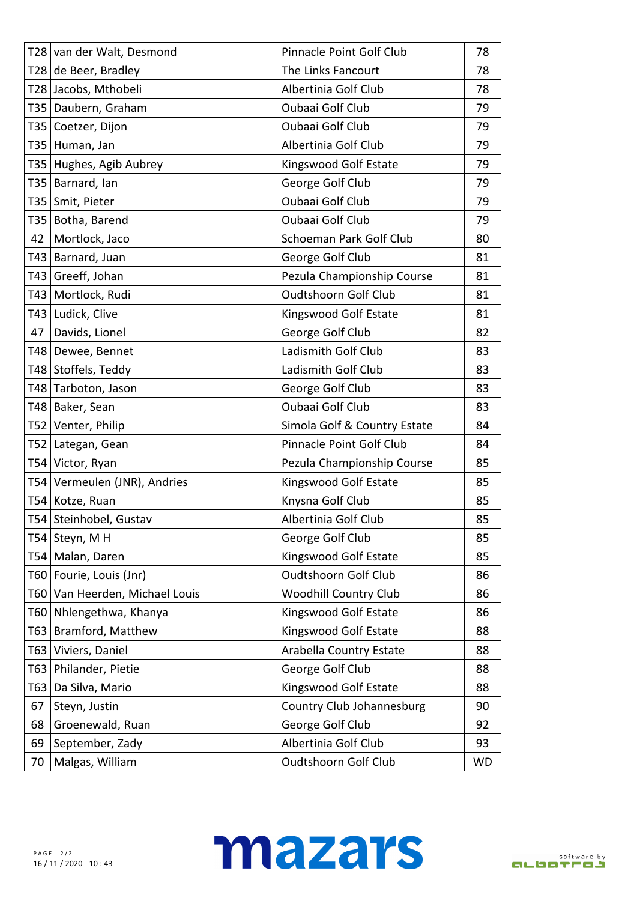| | | | |
|---|---|---|---|
| T28 | van der Walt, Desmond | Pinnacle Point Golf Club | 78 |
| T28 | de Beer, Bradley | The Links Fancourt | 78 |
| T28 | Jacobs, Mthobeli | Albertinia Golf Club | 78 |
| T35 | Daubern, Graham | Oubaai Golf Club | 79 |
| T35 | Coetzer, Dijon | Oubaai Golf Club | 79 |
| T35 | Human, Jan | Albertinia Golf Club | 79 |
| T35 | Hughes, Agib Aubrey | Kingswood Golf Estate | 79 |
| T35 | Barnard, Ian | George Golf Club | 79 |
| T35 | Smit, Pieter | Oubaai Golf Club | 79 |
| T35 | Botha, Barend | Oubaai Golf Club | 79 |
| 42 | Mortlock, Jaco | Schoeman Park Golf Club | 80 |
| T43 | Barnard, Juan | George Golf Club | 81 |
| T43 | Greeff, Johan | Pezula Championship Course | 81 |
| T43 | Mortlock, Rudi | Oudtshoorn Golf Club | 81 |
| T43 | Ludick, Clive | Kingswood Golf Estate | 81 |
| 47 | Davids, Lionel | George Golf Club | 82 |
| T48 | Dewee, Bennet | Ladismith Golf Club | 83 |
| T48 | Stoffels, Teddy | Ladismith Golf Club | 83 |
| T48 | Tarboton, Jason | George Golf Club | 83 |
| T48 | Baker, Sean | Oubaai Golf Club | 83 |
| T52 | Venter, Philip | Simola Golf & Country Estate | 84 |
| T52 | Lategan, Gean | Pinnacle Point Golf Club | 84 |
| T54 | Victor, Ryan | Pezula Championship Course | 85 |
| T54 | Vermeulen (JNR), Andries | Kingswood Golf Estate | 85 |
| T54 | Kotze, Ruan | Knysna Golf Club | 85 |
| T54 | Steinhobel, Gustav | Albertinia Golf Club | 85 |
| T54 | Steyn, M H | George Golf Club | 85 |
| T54 | Malan, Daren | Kingswood Golf Estate | 85 |
| T60 | Fourie, Louis (Jnr) | Oudtshoorn Golf Club | 86 |
| T60 | Van Heerden, Michael Louis | Woodhill Country Club | 86 |
| T60 | Nhlengethwa, Khanya | Kingswood Golf Estate | 86 |
| T63 | Bramford, Matthew | Kingswood Golf Estate | 88 |
| T63 | Viviers, Daniel | Arabella Country Estate | 88 |
| T63 | Philander, Pietie | George Golf Club | 88 |
| T63 | Da Silva, Mario | Kingswood Golf Estate | 88 |
| 67 | Steyn, Justin | Country Club Johannesburg | 90 |
| 68 | Groenewald, Ruan | George Golf Club | 92 |
| 69 | September, Zady | Albertinia Golf Club | 93 |
| 70 | Malgas, William | Oudtshoorn Golf Club | WD |

16 / 11 / 2020 - 10 : 43

mazars

software by albatros